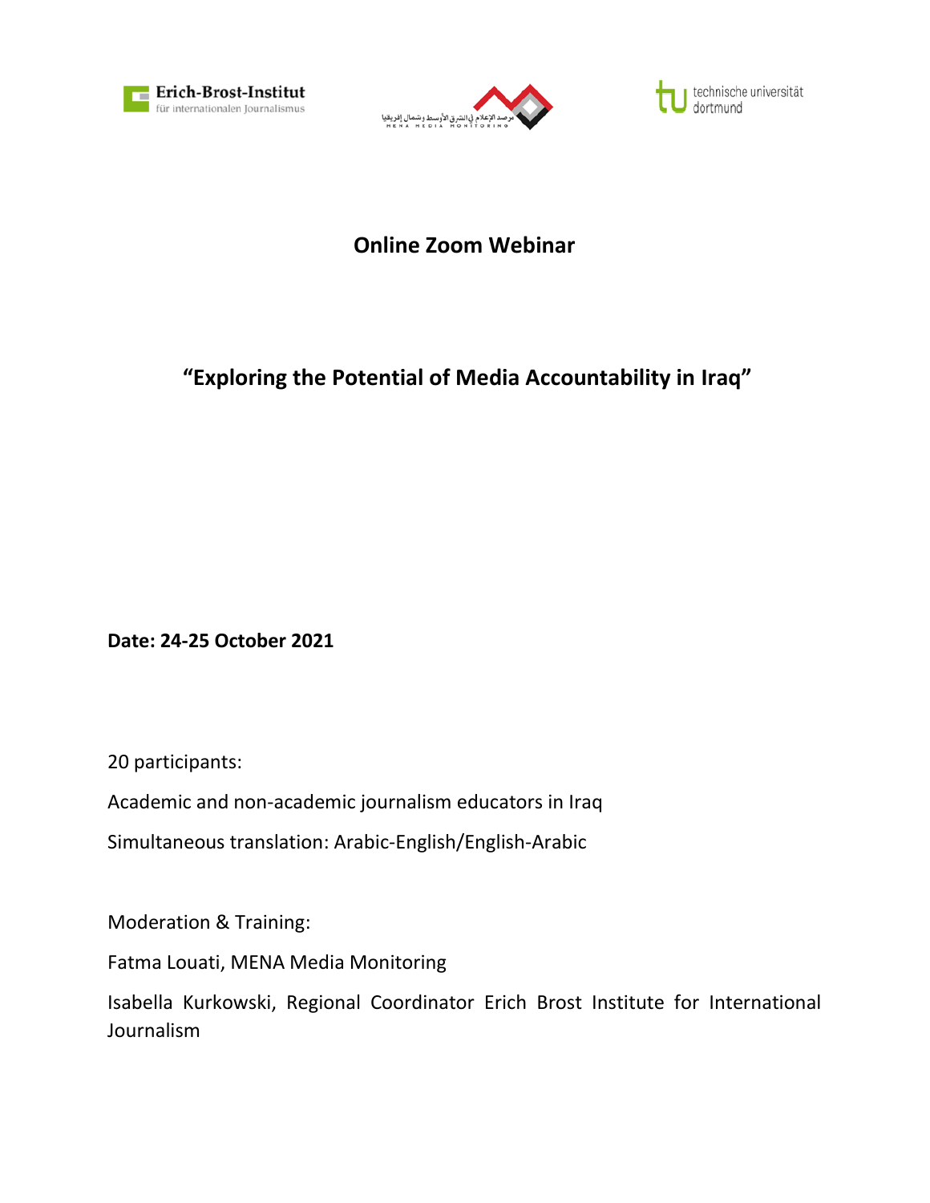# Online Zoom Webinar

## "Exploring the Potential of Media Accountability in Iraq"

**Date: 24-25 October 2021**

20 participants:

Academic and non-academic journalism educators in Iraq

Simultaneous translation: Arabic-English/English-Arabic

Moderation & Training:

Fatma Louati, MENA Media Monitoring

Isabella Kurkowski, Regional Coordinator Erich Brost Institute for International Journalism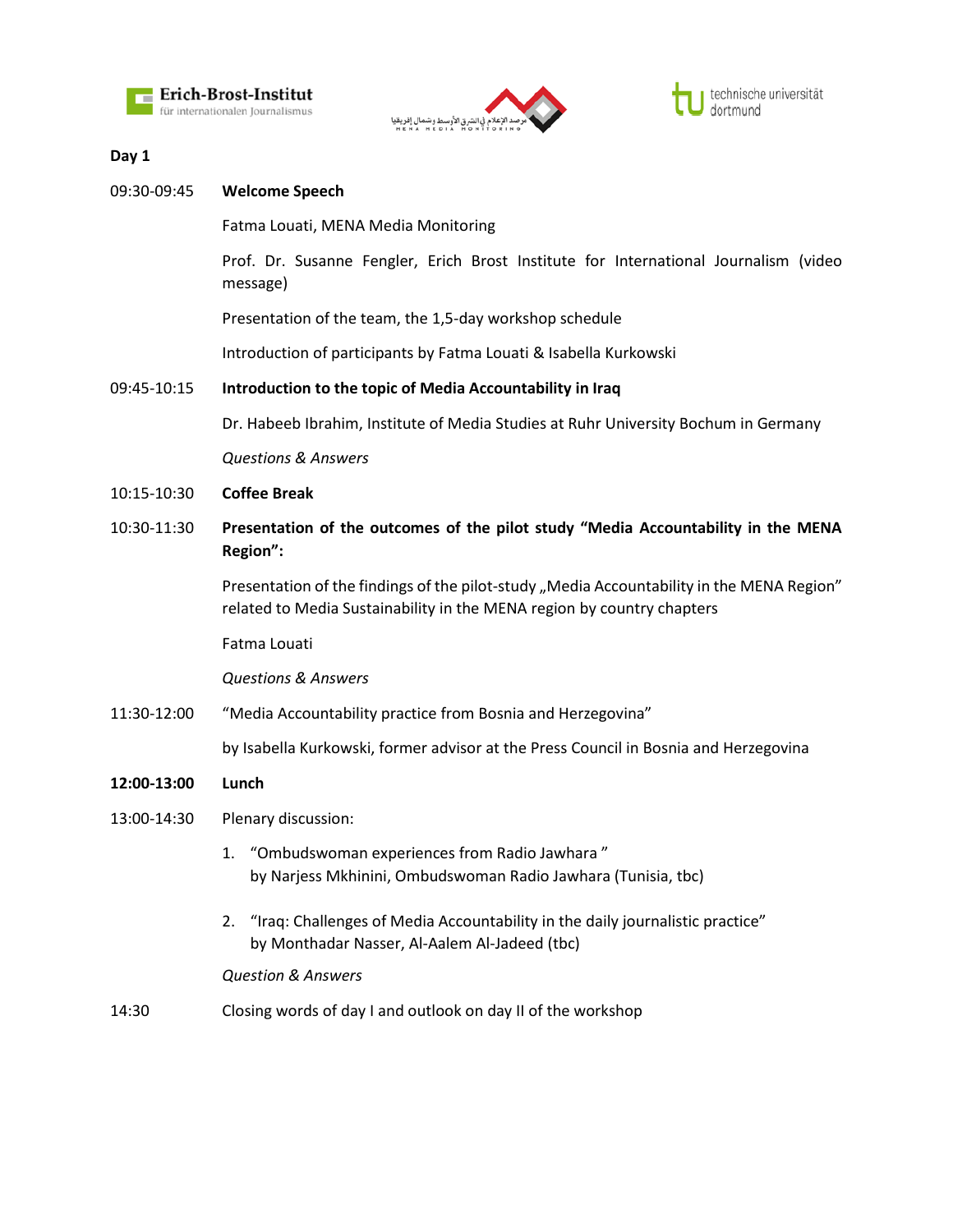**Day 1**

| | |
|---|---|
| 09:30-09:45 | **Welcome Speech** |
| | Fatma Louati, MENA Media Monitoring |
| | Prof. Dr. Susanne Fengler, Erich Brost Institute for International Journalism (video message) |
| | Presentation of the team, the 1,5-day workshop schedule |
| | Introduction of participants by Fatma Louati & Isabella Kurkowski |
| 09:45-10:15 | **Introduction to the topic of Media Accountability in Iraq** |
| | Dr. Habeeb Ibrahim, Institute of Media Studies at Ruhr University Bochum in Germany |
| | *Questions & Answers* |
| 10:15-10:30 | **Coffee Break** |
| 10:30-11:30 | **Presentation of the outcomes of the pilot study "Media Accountability in the MENA Region":** |
| | Presentation of the findings of the pilot-study „Media Accountability in the MENA Region" related to Media Sustainability in the MENA region by country chapters |
| | Fatma Louati |
| | *Questions & Answers* |
| 11:30-12:00 | "Media Accountability practice from Bosnia and Herzegovina" |
| | by Isabella Kurkowski, former advisor at the Press Council in Bosnia and Herzegovina |
| **12:00-13:00** | **Lunch** |
| 13:00-14:30 | Plenary discussion: |
| | 1. "Ombudswoman experiences from Radio Jawhara " by Narjess Mkhinini, Ombudswoman Radio Jawhara (Tunisia, tbc) |
| | 2. "Iraq: Challenges of Media Accountability in the daily journalistic practice" by Monthadar Nasser, Al-Aalem Al-Jadeed (tbc) |
| | *Question & Answers* |
| 14:30 | Closing words of day I and outlook on day II of the workshop |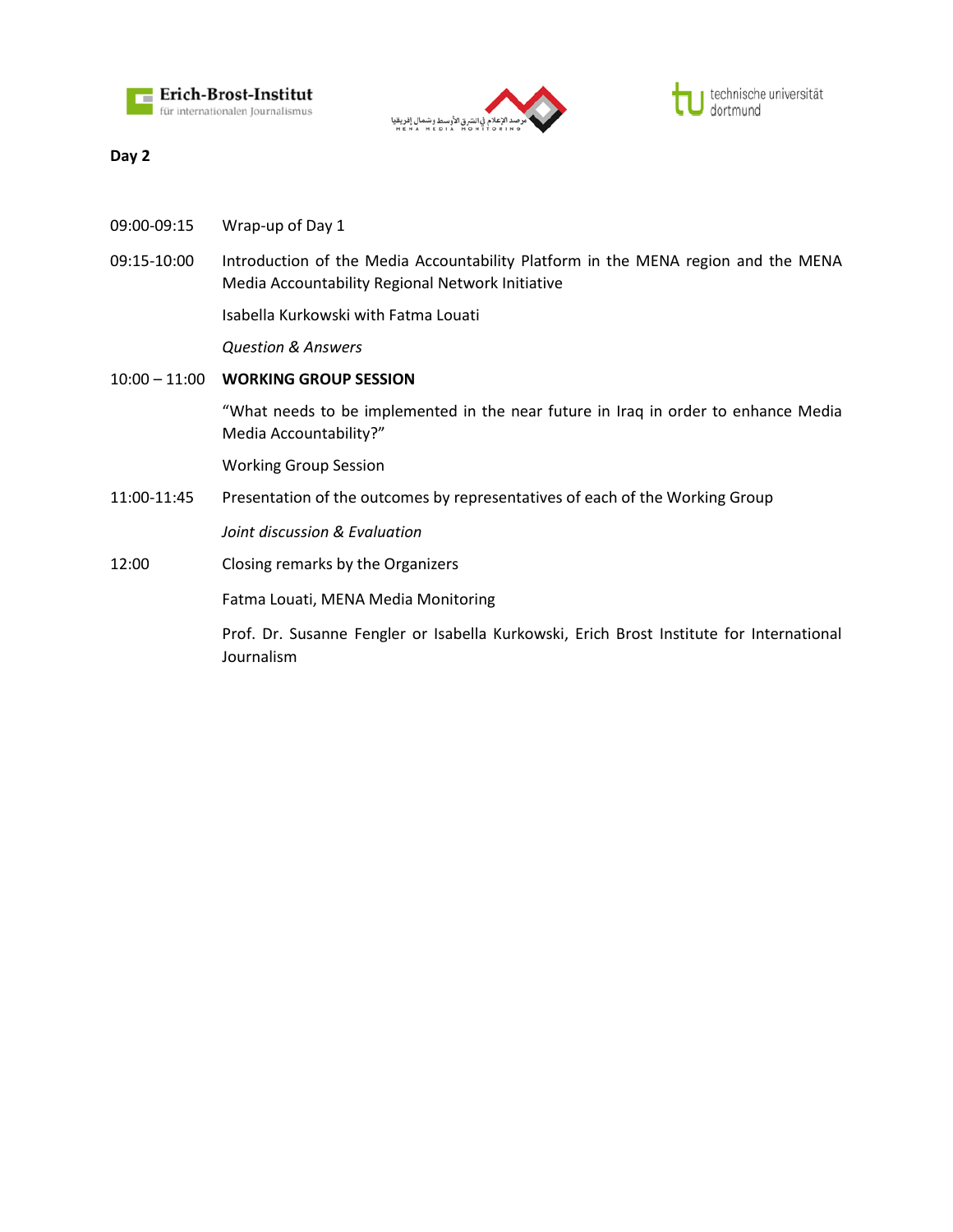**Day 2**

| | |
|---|---|
| 09:00-09:15 | Wrap-up of Day 1 |
| 09:15-10:00 | Introduction of the Media Accountability Platform in the MENA region and the MENA Media Accountability Regional Network Initiative |
| | Isabella Kurkowski with Fatma Louati |
| | *Question & Answers* |
| 10:00 – 11:00 | **WORKING GROUP SESSION** |
| | “What needs to be implemented in the near future in Iraq in order to enhance Media Media Accountability?” |
| | Working Group Session |
| 11:00-11:45 | Presentation of the outcomes by representatives of each of the Working Group |
| | *Joint discussion & Evaluation* |
| 12:00 | Closing remarks by the Organizers |
| | Fatma Louati, MENA Media Monitoring |
| | Prof. Dr. Susanne Fengler or Isabella Kurkowski, Erich Brost Institute for International Journalism |